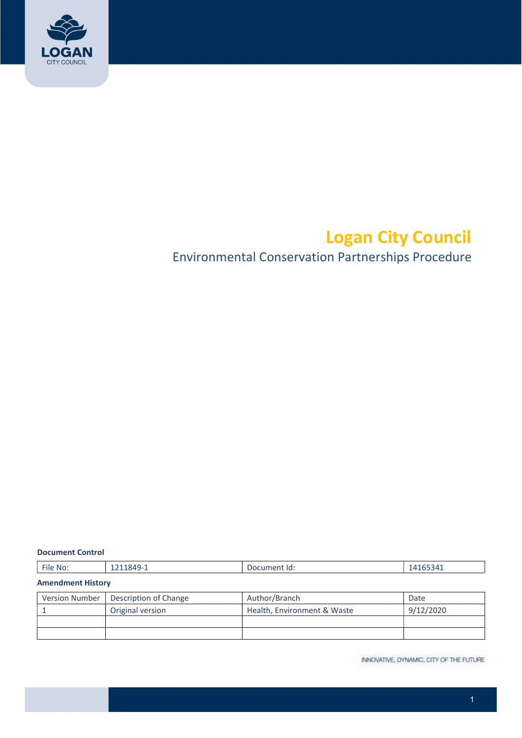# Logan City Council

## Environmental Conservation Partnerships Procedure

**Document Control**

| File No: | 1211849-1 | Document Id: | 14165341 |
|---|---|---|---|

**Amendment History**

| Version Number | Description of Change | Author/Branch | Date |
|---|---|---|---|
| 1 | Original version | Health, Environment & Waste | 9/12/2020 |
| | | | |
| | | | |

INNOVATIVE, DYNAMIC, CITY OF THE FUTURE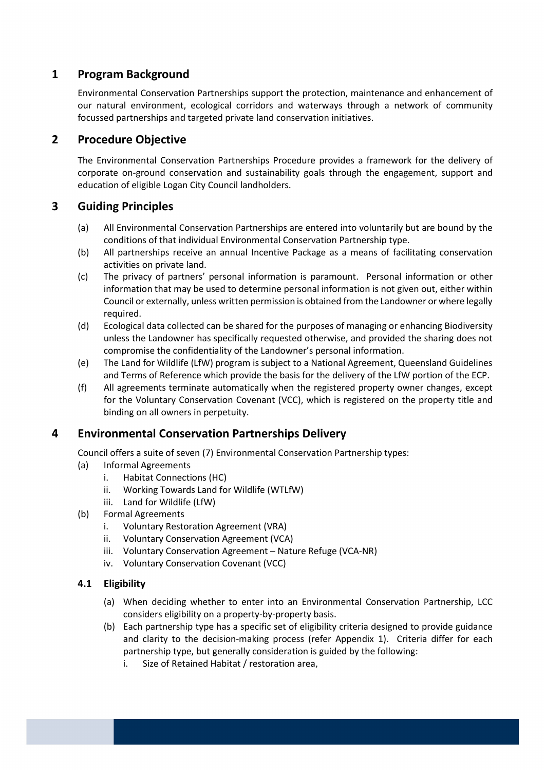## 1 Program Background

Environmental Conservation Partnerships support the protection, maintenance and enhancement of our natural environment, ecological corridors and waterways through a network of community focussed partnerships and targeted private land conservation initiatives.

## 2 Procedure Objective

The Environmental Conservation Partnerships Procedure provides a framework for the delivery of corporate on-ground conservation and sustainability goals through the engagement, support and education of eligible Logan City Council landholders.

## 3 Guiding Principles

(a) All Environmental Conservation Partnerships are entered into voluntarily but are bound by the conditions of that individual Environmental Conservation Partnership type.

(b) All partnerships receive an annual Incentive Package as a means of facilitating conservation activities on private land.

(c) The privacy of partners' personal information is paramount. Personal information or other information that may be used to determine personal information is not given out, either within Council or externally, unless written permission is obtained from the Landowner or where legally required.

(d) Ecological data collected can be shared for the purposes of managing or enhancing Biodiversity unless the Landowner has specifically requested otherwise, and provided the sharing does not compromise the confidentiality of the Landowner's personal information.

(e) The Land for Wildlife (LfW) program is subject to a National Agreement, Queensland Guidelines and Terms of Reference which provide the basis for the delivery of the LfW portion of the ECP.

(f) All agreements terminate automatically when the registered property owner changes, except for the Voluntary Conservation Covenant (VCC), which is registered on the property title and binding on all owners in perpetuity.

## 4 Environmental Conservation Partnerships Delivery

Council offers a suite of seven (7) Environmental Conservation Partnership types:

(a) Informal Agreements
   i. Habitat Connections (HC)
   ii. Working Towards Land for Wildlife (WTLfW)
   iii. Land for Wildlife (LfW)

(b) Formal Agreements
   i. Voluntary Restoration Agreement (VRA)
   ii. Voluntary Conservation Agreement (VCA)
   iii. Voluntary Conservation Agreement – Nature Refuge (VCA-NR)
   iv. Voluntary Conservation Covenant (VCC)

### 4.1 Eligibility

(a) When deciding whether to enter into an Environmental Conservation Partnership, LCC considers eligibility on a property-by-property basis.

(b) Each partnership type has a specific set of eligibility criteria designed to provide guidance and clarity to the decision-making process (refer Appendix 1). Criteria differ for each partnership type, but generally consideration is guided by the following:
   i. Size of Retained Habitat / restoration area,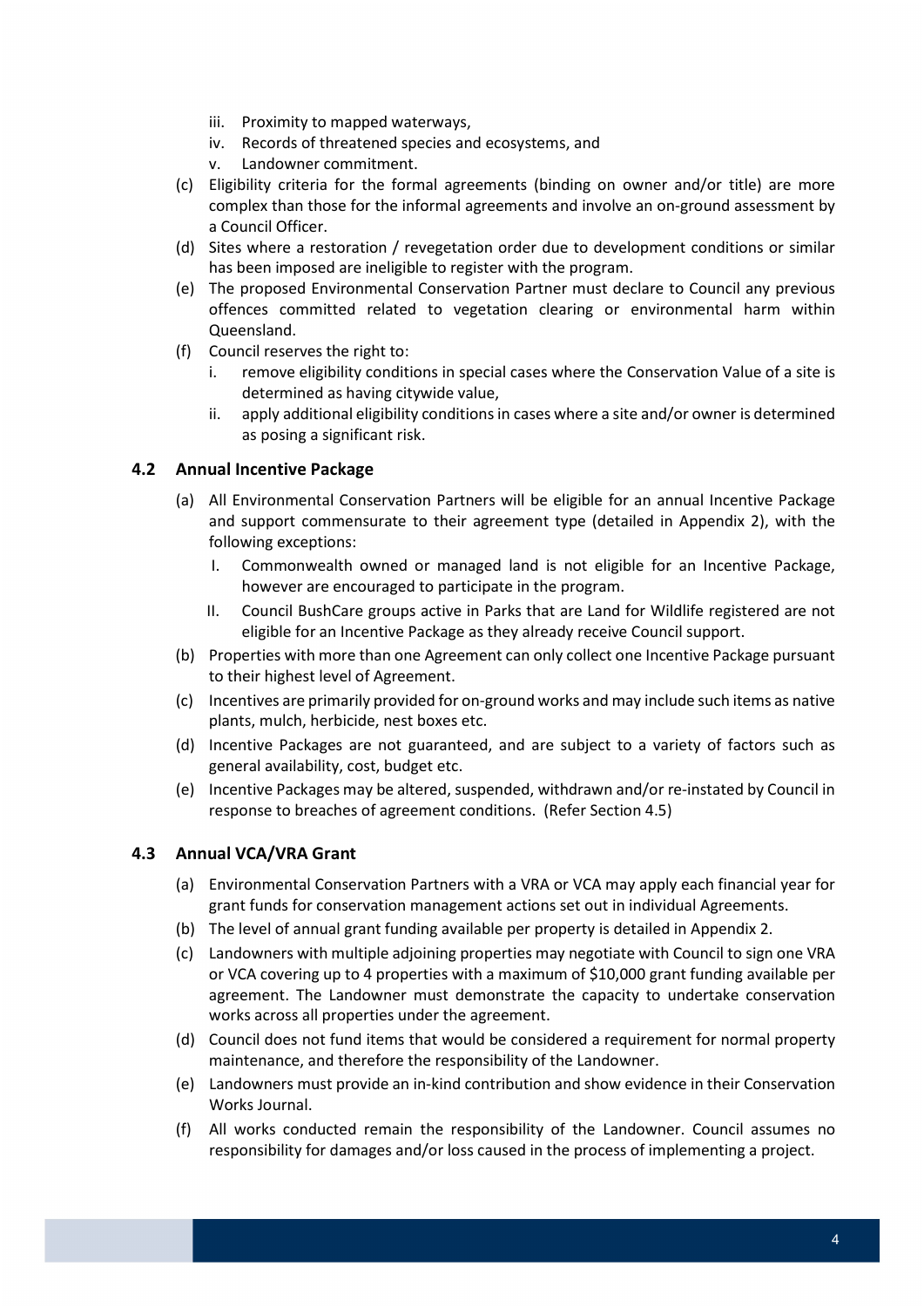iii. Proximity to mapped waterways,
iv. Records of threatened species and ecosystems, and
v. Landowner commitment.

(c) Eligibility criteria for the formal agreements (binding on owner and/or title) are more complex than those for the informal agreements and involve an on-ground assessment by a Council Officer.

(d) Sites where a restoration / revegetation order due to development conditions or similar has been imposed are ineligible to register with the program.

(e) The proposed Environmental Conservation Partner must declare to Council any previous offences committed related to vegetation clearing or environmental harm within Queensland.

(f) Council reserves the right to:
   i. remove eligibility conditions in special cases where the Conservation Value of a site is determined as having citywide value,
   ii. apply additional eligibility conditions in cases where a site and/or owner is determined as posing a significant risk.

### 4.2 Annual Incentive Package

(a) All Environmental Conservation Partners will be eligible for an annual Incentive Package and support commensurate to their agreement type (detailed in Appendix 2), with the following exceptions:
   I. Commonwealth owned or managed land is not eligible for an Incentive Package, however are encouraged to participate in the program.
   II. Council BushCare groups active in Parks that are Land for Wildlife registered are not eligible for an Incentive Package as they already receive Council support.

(b) Properties with more than one Agreement can only collect one Incentive Package pursuant to their highest level of Agreement.

(c) Incentives are primarily provided for on-ground works and may include such items as native plants, mulch, herbicide, nest boxes etc.

(d) Incentive Packages are not guaranteed, and are subject to a variety of factors such as general availability, cost, budget etc.

(e) Incentive Packages may be altered, suspended, withdrawn and/or re-instated by Council in response to breaches of agreement conditions. (Refer Section 4.5)

### 4.3 Annual VCA/VRA Grant

(a) Environmental Conservation Partners with a VRA or VCA may apply each financial year for grant funds for conservation management actions set out in individual Agreements.

(b) The level of annual grant funding available per property is detailed in Appendix 2.

(c) Landowners with multiple adjoining properties may negotiate with Council to sign one VRA or VCA covering up to 4 properties with a maximum of $10,000 grant funding available per agreement. The Landowner must demonstrate the capacity to undertake conservation works across all properties under the agreement.

(d) Council does not fund items that would be considered a requirement for normal property maintenance, and therefore the responsibility of the Landowner.

(e) Landowners must provide an in-kind contribution and show evidence in their Conservation Works Journal.

(f) All works conducted remain the responsibility of the Landowner. Council assumes no responsibility for damages and/or loss caused in the process of implementing a project.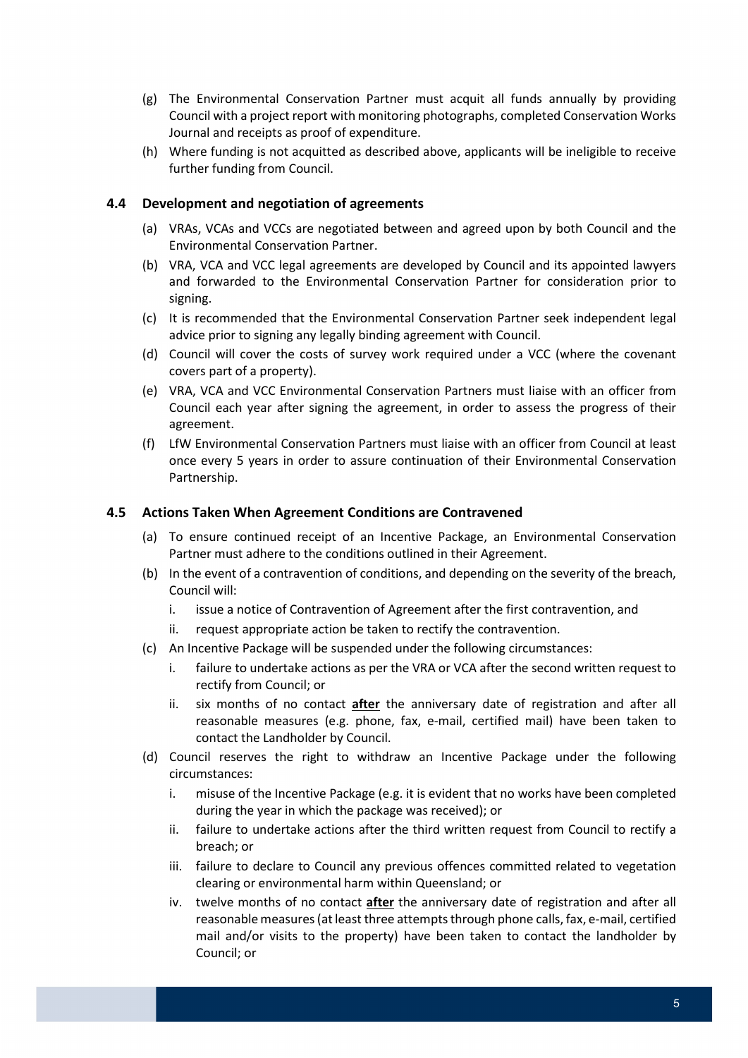(g) The Environmental Conservation Partner must acquit all funds annually by providing Council with a project report with monitoring photographs, completed Conservation Works Journal and receipts as proof of expenditure.

(h) Where funding is not acquitted as described above, applicants will be ineligible to receive further funding from Council.

### 4.4 Development and negotiation of agreements

(a) VRAs, VCAs and VCCs are negotiated between and agreed upon by both Council and the Environmental Conservation Partner.

(b) VRA, VCA and VCC legal agreements are developed by Council and its appointed lawyers and forwarded to the Environmental Conservation Partner for consideration prior to signing.

(c) It is recommended that the Environmental Conservation Partner seek independent legal advice prior to signing any legally binding agreement with Council.

(d) Council will cover the costs of survey work required under a VCC (where the covenant covers part of a property).

(e) VRA, VCA and VCC Environmental Conservation Partners must liaise with an officer from Council each year after signing the agreement, in order to assess the progress of their agreement.

(f) LfW Environmental Conservation Partners must liaise with an officer from Council at least once every 5 years in order to assure continuation of their Environmental Conservation Partnership.

### 4.5 Actions Taken When Agreement Conditions are Contravened

(a) To ensure continued receipt of an Incentive Package, an Environmental Conservation Partner must adhere to the conditions outlined in their Agreement.

(b) In the event of a contravention of conditions, and depending on the severity of the breach, Council will:

   i. issue a notice of Contravention of Agreement after the first contravention, and

   ii. request appropriate action be taken to rectify the contravention.

(c) An Incentive Package will be suspended under the following circumstances:

   i. failure to undertake actions as per the VRA or VCA after the second written request to rectify from Council; or

   ii. six months of no contact **after** the anniversary date of registration and after all reasonable measures (e.g. phone, fax, e-mail, certified mail) have been taken to contact the Landholder by Council.

(d) Council reserves the right to withdraw an Incentive Package under the following circumstances:

   i. misuse of the Incentive Package (e.g. it is evident that no works have been completed during the year in which the package was received); or

   ii. failure to undertake actions after the third written request from Council to rectify a breach; or

   iii. failure to declare to Council any previous offences committed related to vegetation clearing or environmental harm within Queensland; or

   iv. twelve months of no contact **after** the anniversary date of registration and after all reasonable measures (at least three attempts through phone calls, fax, e-mail, certified mail and/or visits to the property) have been taken to contact the landholder by Council; or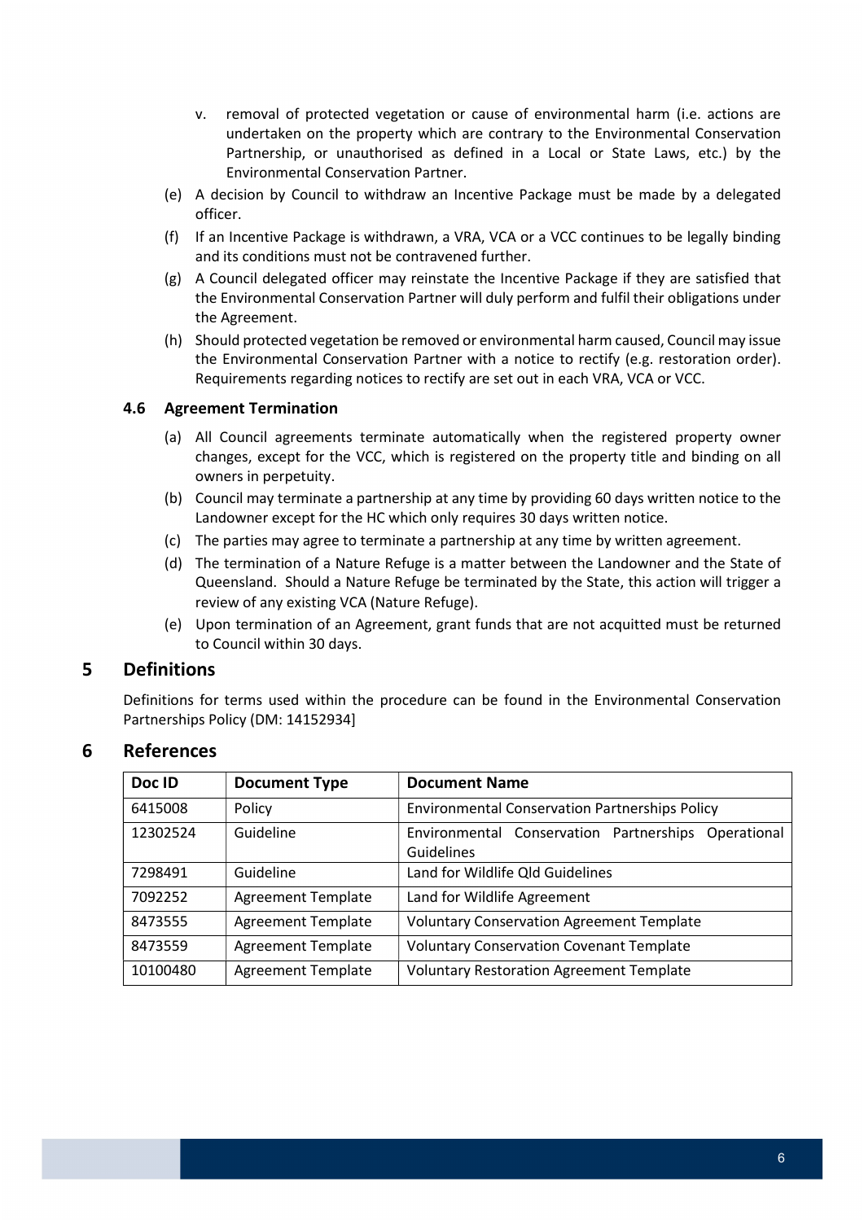v. removal of protected vegetation or cause of environmental harm (i.e. actions are undertaken on the property which are contrary to the Environmental Conservation Partnership, or unauthorised as defined in a Local or State Laws, etc.) by the Environmental Conservation Partner.

(e) A decision by Council to withdraw an Incentive Package must be made by a delegated officer.

(f) If an Incentive Package is withdrawn, a VRA, VCA or a VCC continues to be legally binding and its conditions must not be contravened further.

(g) A Council delegated officer may reinstate the Incentive Package if they are satisfied that the Environmental Conservation Partner will duly perform and fulfil their obligations under the Agreement.

(h) Should protected vegetation be removed or environmental harm caused, Council may issue the Environmental Conservation Partner with a notice to rectify (e.g. restoration order). Requirements regarding notices to rectify are set out in each VRA, VCA or VCC.

### 4.6 Agreement Termination

(a) All Council agreements terminate automatically when the registered property owner changes, except for the VCC, which is registered on the property title and binding on all owners in perpetuity.

(b) Council may terminate a partnership at any time by providing 60 days written notice to the Landowner except for the HC which only requires 30 days written notice.

(c) The parties may agree to terminate a partnership at any time by written agreement.

(d) The termination of a Nature Refuge is a matter between the Landowner and the State of Queensland. Should a Nature Refuge be terminated by the State, this action will trigger a review of any existing VCA (Nature Refuge).

(e) Upon termination of an Agreement, grant funds that are not acquitted must be returned to Council within 30 days.

## 5 Definitions

Definitions for terms used within the procedure can be found in the Environmental Conservation Partnerships Policy (DM: 14152934]

## 6 References

| Doc ID | Document Type | Document Name |
|---|---|---|
| 6415008 | Policy | Environmental Conservation Partnerships Policy |
| 12302524 | Guideline | Environmental Conservation Partnerships Operational Guidelines |
| 7298491 | Guideline | Land for Wildlife Qld Guidelines |
| 7092252 | Agreement Template | Land for Wildlife Agreement |
| 8473555 | Agreement Template | Voluntary Conservation Agreement Template |
| 8473559 | Agreement Template | Voluntary Conservation Covenant Template |
| 10100480 | Agreement Template | Voluntary Restoration Agreement Template |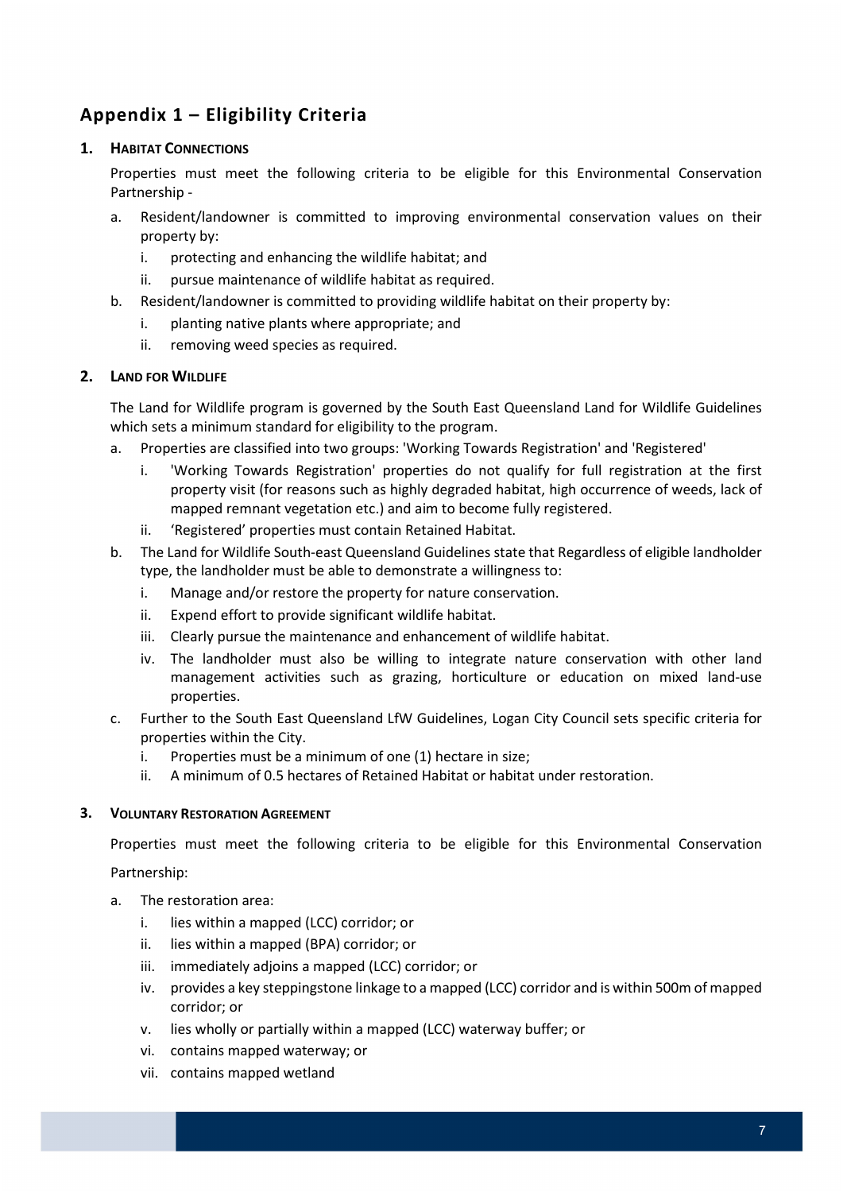## Appendix 1 – Eligibility Criteria

### 1. Habitat Connections

Properties must meet the following criteria to be eligible for this Environmental Conservation Partnership -

a. Resident/landowner is committed to improving environmental conservation values on their property by:
   i. protecting and enhancing the wildlife habitat; and
   ii. pursue maintenance of wildlife habitat as required.
b. Resident/landowner is committed to providing wildlife habitat on their property by:
   i. planting native plants where appropriate; and
   ii. removing weed species as required.

### 2. Land for Wildlife

The Land for Wildlife program is governed by the South East Queensland Land for Wildlife Guidelines which sets a minimum standard for eligibility to the program.

a. Properties are classified into two groups: 'Working Towards Registration' and 'Registered'
   i. 'Working Towards Registration' properties do not qualify for full registration at the first property visit (for reasons such as highly degraded habitat, high occurrence of weeds, lack of mapped remnant vegetation etc.) and aim to become fully registered.
   ii. 'Registered' properties must contain Retained Habitat.
b. The Land for Wildlife South-east Queensland Guidelines state that Regardless of eligible landholder type, the landholder must be able to demonstrate a willingness to:
   i. Manage and/or restore the property for nature conservation.
   ii. Expend effort to provide significant wildlife habitat.
   iii. Clearly pursue the maintenance and enhancement of wildlife habitat.
   iv. The landholder must also be willing to integrate nature conservation with other land management activities such as grazing, horticulture or education on mixed land-use properties.
c. Further to the South East Queensland LfW Guidelines, Logan City Council sets specific criteria for properties within the City.
   i. Properties must be a minimum of one (1) hectare in size;
   ii. A minimum of 0.5 hectares of Retained Habitat or habitat under restoration.

### 3. Voluntary Restoration Agreement

Properties must meet the following criteria to be eligible for this Environmental Conservation Partnership:

a. The restoration area:
   i. lies within a mapped (LCC) corridor; or
   ii. lies within a mapped (BPA) corridor; or
   iii. immediately adjoins a mapped (LCC) corridor; or
   iv. provides a key steppingstone linkage to a mapped (LCC) corridor and is within 500m of mapped corridor; or
   v. lies wholly or partially within a mapped (LCC) waterway buffer; or
   vi. contains mapped waterway; or
   vii. contains mapped wetland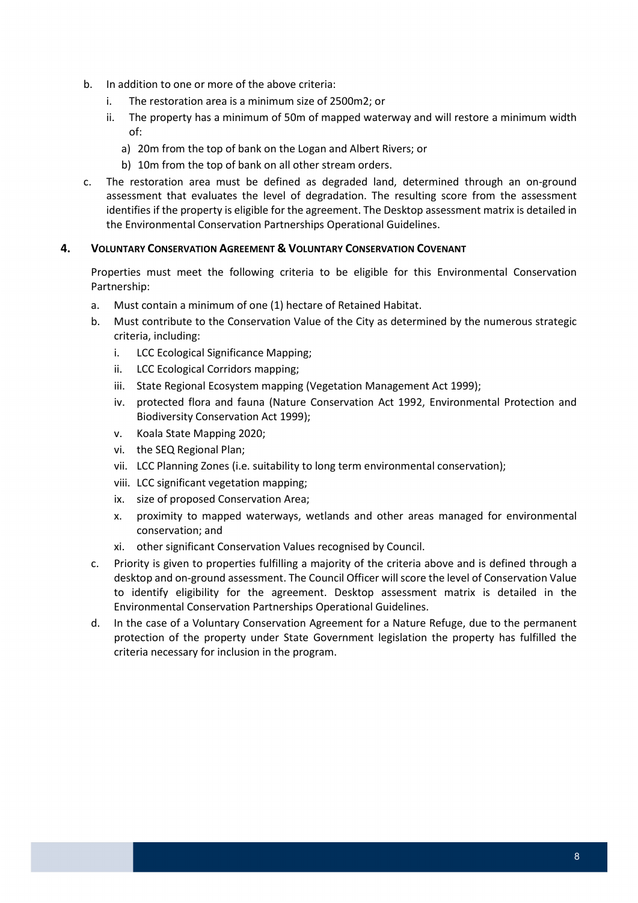b. In addition to one or more of the above criteria:
   i. The restoration area is a minimum size of 2500m2; or
   ii. The property has a minimum of 50m of mapped waterway and will restore a minimum width of:
      a) 20m from the top of bank on the Logan and Albert Rivers; or
      b) 10m from the top of bank on all other stream orders.

c. The restoration area must be defined as degraded land, determined through an on-ground assessment that evaluates the level of degradation. The resulting score from the assessment identifies if the property is eligible for the agreement. The Desktop assessment matrix is detailed in the Environmental Conservation Partnerships Operational Guidelines.

## 4. VOLUNTARY CONSERVATION AGREEMENT & VOLUNTARY CONSERVATION COVENANT

Properties must meet the following criteria to be eligible for this Environmental Conservation Partnership:

a. Must contain a minimum of one (1) hectare of Retained Habitat.

b. Must contribute to the Conservation Value of the City as determined by the numerous strategic criteria, including:
   i. LCC Ecological Significance Mapping;
   ii. LCC Ecological Corridors mapping;
   iii. State Regional Ecosystem mapping (Vegetation Management Act 1999);
   iv. protected flora and fauna (Nature Conservation Act 1992, Environmental Protection and Biodiversity Conservation Act 1999);
   v. Koala State Mapping 2020;
   vi. the SEQ Regional Plan;
   vii. LCC Planning Zones (i.e. suitability to long term environmental conservation);
   viii. LCC significant vegetation mapping;
   ix. size of proposed Conservation Area;
   x. proximity to mapped waterways, wetlands and other areas managed for environmental conservation; and
   xi. other significant Conservation Values recognised by Council.

c. Priority is given to properties fulfilling a majority of the criteria above and is defined through a desktop and on-ground assessment. The Council Officer will score the level of Conservation Value to identify eligibility for the agreement. Desktop assessment matrix is detailed in the Environmental Conservation Partnerships Operational Guidelines.

d. In the case of a Voluntary Conservation Agreement for a Nature Refuge, due to the permanent protection of the property under State Government legislation the property has fulfilled the criteria necessary for inclusion in the program.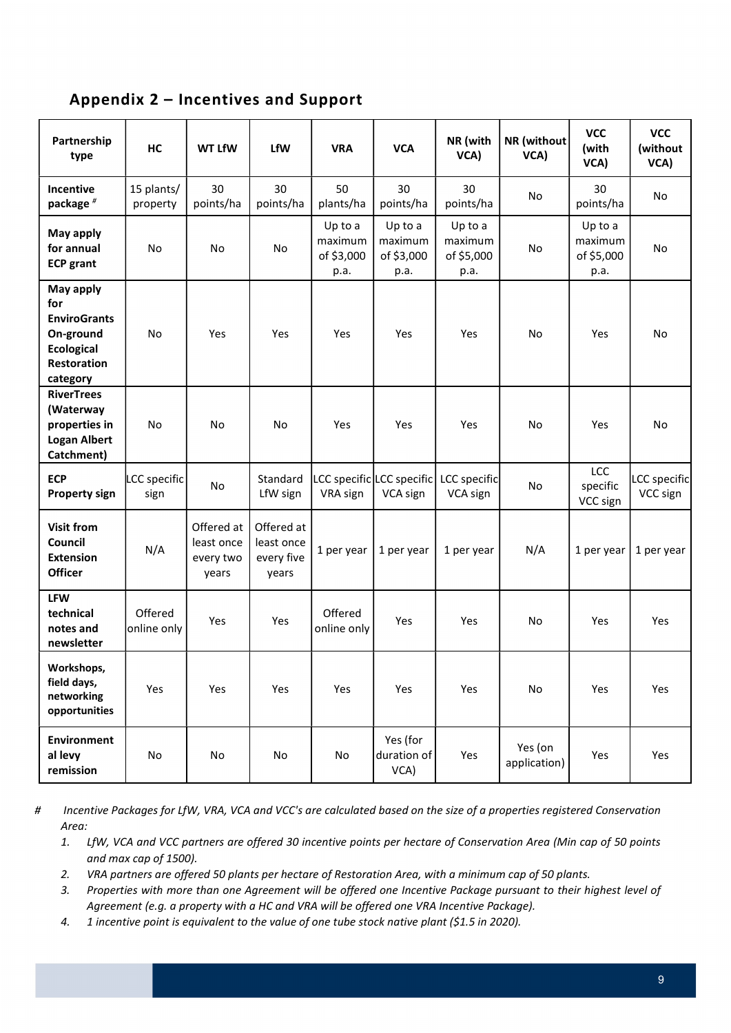## Appendix 2 – Incentives and Support

| Partnership type | HC | WT LfW | LfW | VRA | VCA | NR (with VCA) | NR (without VCA) | VCC (with VCA) | VCC (without VCA) |
|---|---|---|---|---|---|---|---|---|---|
| **Incentive package #** | 15 plants/ property | 30 points/ha | 30 points/ha | 50 plants/ha | 30 points/ha | 30 points/ha | No | 30 points/ha | No |
| **May apply for annual ECP grant** | No | No | No | Up to a maximum of $3,000 p.a. | Up to a maximum of $3,000 p.a. | Up to a maximum of $5,000 p.a. | No | Up to a maximum of $5,000 p.a. | No |
| **May apply for EnviroGrants On-ground Ecological Restoration category** | No | Yes | Yes | Yes | Yes | Yes | No | Yes | No |
| **RiverTrees (Waterway properties in Logan Albert Catchment)** | No | No | No | Yes | Yes | Yes | No | Yes | No |
| **ECP Property sign** | LCC specific sign | No | Standard LfW sign | LCC specific VRA sign | LCC specific VCA sign | LCC specific VCA sign | No | LCC specific VCC sign | LCC specific VCC sign |
| **Visit from Council Extension Officer** | N/A | Offered at least once every two years | Offered at least once every five years | 1 per year | 1 per year | 1 per year | N/A | 1 per year | 1 per year |
| **LFW technical notes and newsletter** | Offered online only | Yes | Yes | Offered online only | Yes | Yes | No | Yes | Yes |
| **Workshops, field days, networking opportunities** | Yes | Yes | Yes | Yes | Yes | Yes | No | Yes | Yes |
| **Environmental levy remission** | No | No | No | No | Yes (for duration of VCA) | Yes | Yes (on application) | Yes | Yes |

\# *Incentive Packages for LfW, VRA, VCA and VCC's are calculated based on the size of a properties registered Conservation Area:*

1. *LfW, VCA and VCC partners are offered 30 incentive points per hectare of Conservation Area (Min cap of 50 points and max cap of 1500).*
2. *VRA partners are offered 50 plants per hectare of Restoration Area, with a minimum cap of 50 plants.*
3. *Properties with more than one Agreement will be offered one Incentive Package pursuant to their highest level of Agreement (e.g. a property with a HC and VRA will be offered one VRA Incentive Package).*
4. *1 incentive point is equivalent to the value of one tube stock native plant ($1.5 in 2020).*